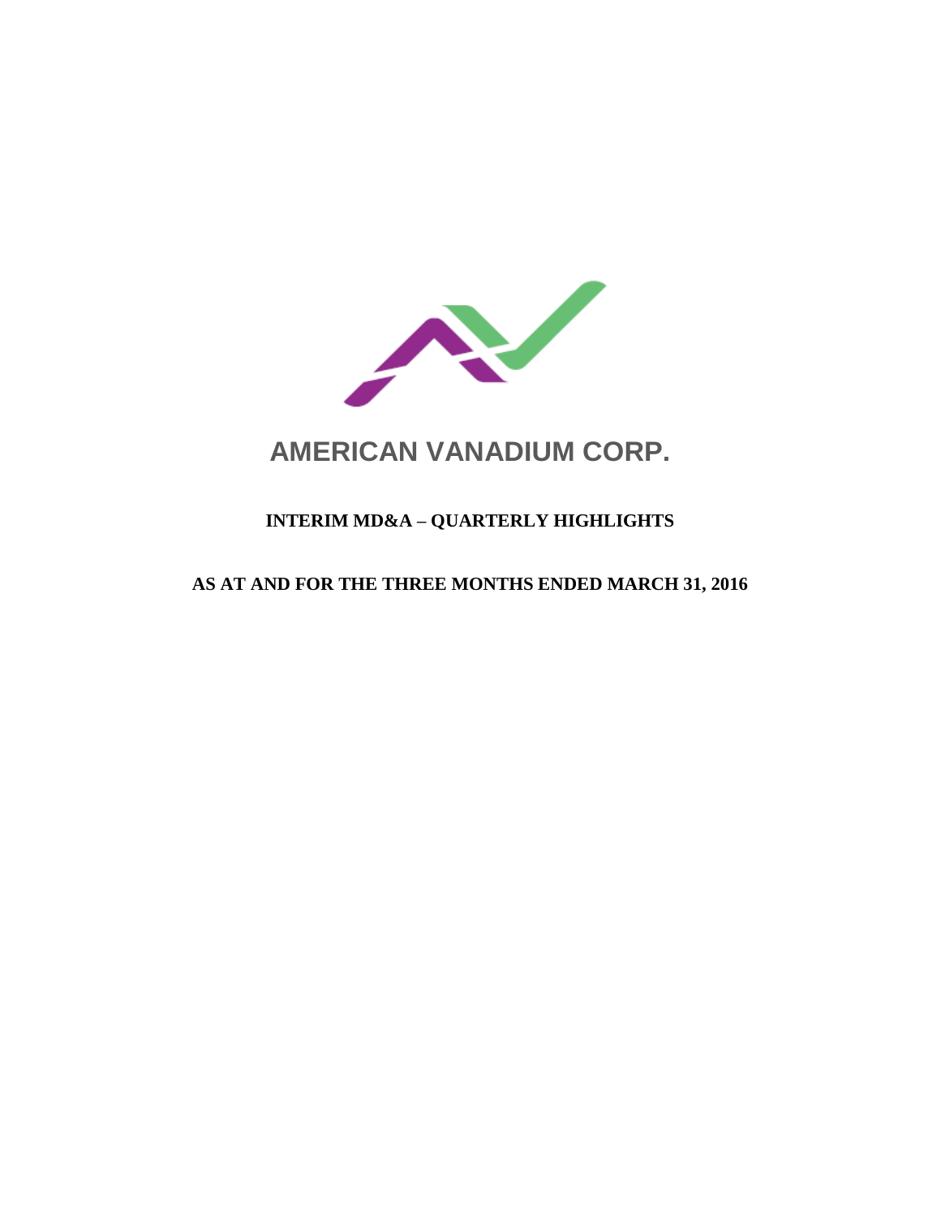# AMERICAN VANADIUM CORP.

## INTERIM MD&A – QUARTERLY HIGHLIGHTS

## AS AT AND FOR THE THREE MONTHS ENDED MARCH 31, 2016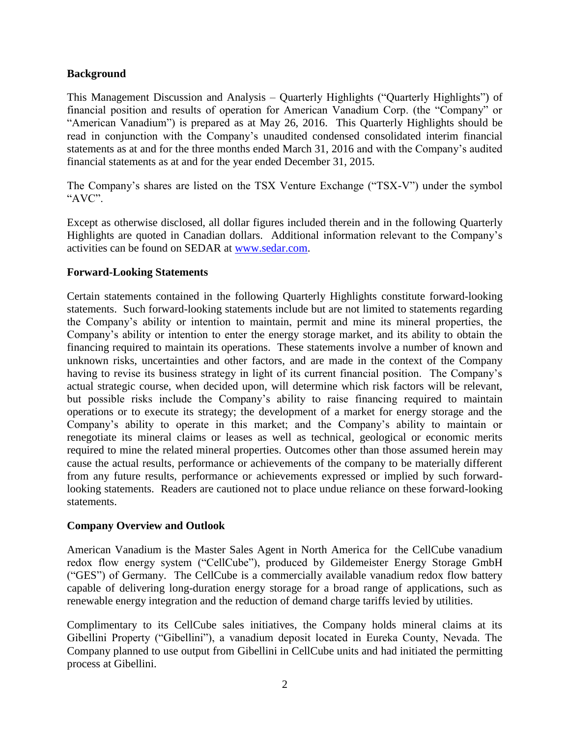## Background

This Management Discussion and Analysis – Quarterly Highlights ("Quarterly Highlights") of financial position and results of operation for American Vanadium Corp. (the "Company" or "American Vanadium") is prepared as at May 26, 2016. This Quarterly Highlights should be read in conjunction with the Company's unaudited condensed consolidated interim financial statements as at and for the three months ended March 31, 2016 and with the Company's audited financial statements as at and for the year ended December 31, 2015.

The Company's shares are listed on the TSX Venture Exchange ("TSX-V") under the symbol "AVC".

Except as otherwise disclosed, all dollar figures included therein and in the following Quarterly Highlights are quoted in Canadian dollars. Additional information relevant to the Company's activities can be found on SEDAR at www.sedar.com.

## Forward-Looking Statements

Certain statements contained in the following Quarterly Highlights constitute forward-looking statements. Such forward-looking statements include but are not limited to statements regarding the Company's ability or intention to maintain, permit and mine its mineral properties, the Company's ability or intention to enter the energy storage market, and its ability to obtain the financing required to maintain its operations. These statements involve a number of known and unknown risks, uncertainties and other factors, and are made in the context of the Company having to revise its business strategy in light of its current financial position. The Company's actual strategic course, when decided upon, will determine which risk factors will be relevant, but possible risks include the Company's ability to raise financing required to maintain operations or to execute its strategy; the development of a market for energy storage and the Company's ability to operate in this market; and the Company's ability to maintain or renegotiate its mineral claims or leases as well as technical, geological or economic merits required to mine the related mineral properties. Outcomes other than those assumed herein may cause the actual results, performance or achievements of the company to be materially different from any future results, performance or achievements expressed or implied by such forward-looking statements. Readers are cautioned not to place undue reliance on these forward-looking statements.

## Company Overview and Outlook

American Vanadium is the Master Sales Agent in North America for the CellCube vanadium redox flow energy system ("CellCube"), produced by Gildemeister Energy Storage GmbH ("GES") of Germany. The CellCube is a commercially available vanadium redox flow battery capable of delivering long-duration energy storage for a broad range of applications, such as renewable energy integration and the reduction of demand charge tariffs levied by utilities.

Complimentary to its CellCube sales initiatives, the Company holds mineral claims at its Gibellini Property ("Gibellini"), a vanadium deposit located in Eureka County, Nevada. The Company planned to use output from Gibellini in CellCube units and had initiated the permitting process at Gibellini.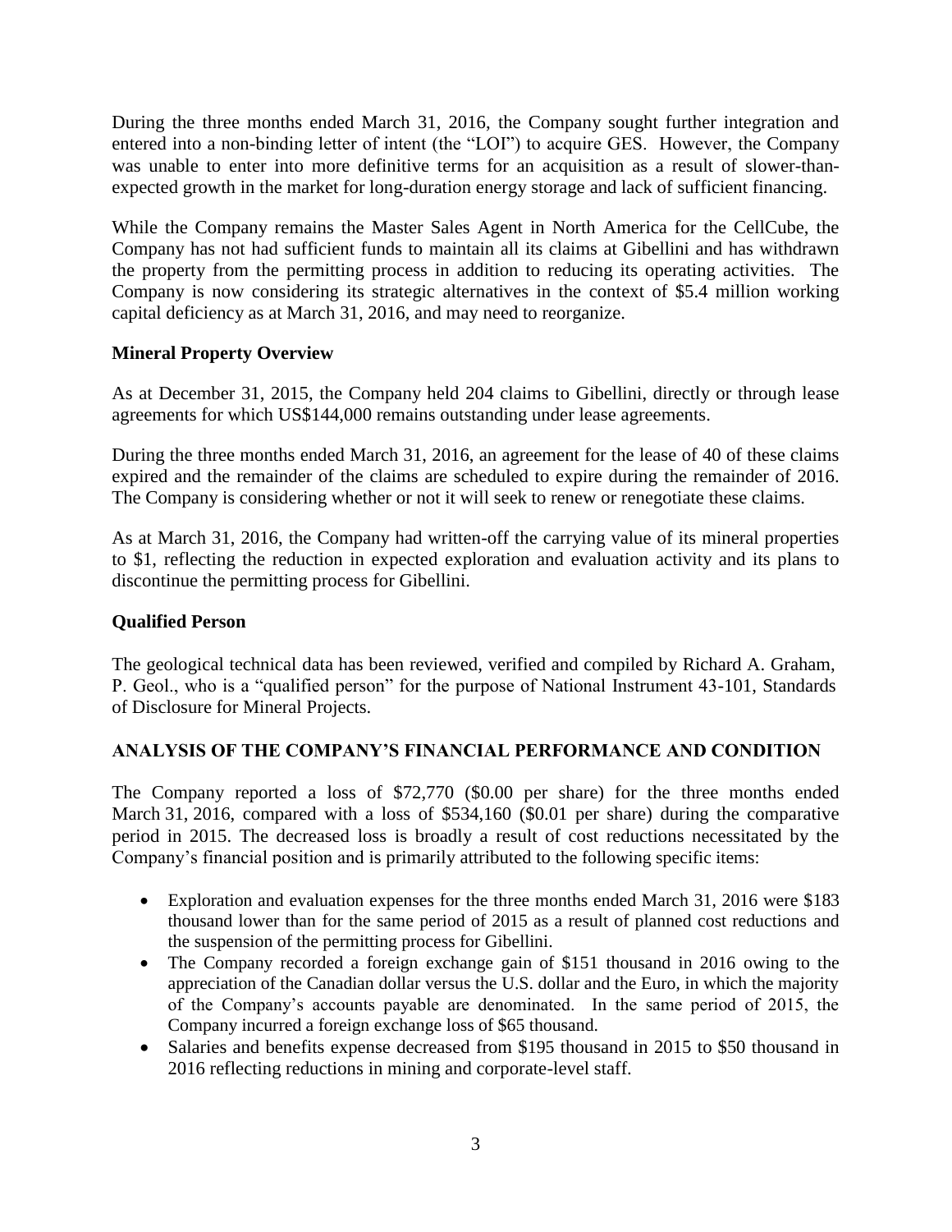During the three months ended March 31, 2016, the Company sought further integration and entered into a non-binding letter of intent (the "LOI") to acquire GES. However, the Company was unable to enter into more definitive terms for an acquisition as a result of slower-than-expected growth in the market for long-duration energy storage and lack of sufficient financing.

While the Company remains the Master Sales Agent in North America for the CellCube, the Company has not had sufficient funds to maintain all its claims at Gibellini and has withdrawn the property from the permitting process in addition to reducing its operating activities. The Company is now considering its strategic alternatives in the context of $5.4 million working capital deficiency as at March 31, 2016, and may need to reorganize.

**Mineral Property Overview**

As at December 31, 2015, the Company held 204 claims to Gibellini, directly or through lease agreements for which US$144,000 remains outstanding under lease agreements.

During the three months ended March 31, 2016, an agreement for the lease of 40 of these claims expired and the remainder of the claims are scheduled to expire during the remainder of 2016. The Company is considering whether or not it will seek to renew or renegotiate these claims.

As at March 31, 2016, the Company had written-off the carrying value of its mineral properties to $1, reflecting the reduction in expected exploration and evaluation activity and its plans to discontinue the permitting process for Gibellini.

**Qualified Person**

The geological technical data has been reviewed, verified and compiled by Richard A. Graham, P. Geol., who is a "qualified person" for the purpose of National Instrument 43-101, Standards of Disclosure for Mineral Projects.

## ANALYSIS OF THE COMPANY'S FINANCIAL PERFORMANCE AND CONDITION

The Company reported a loss of $72,770 ($0.00 per share) for the three months ended March 31, 2016, compared with a loss of $534,160 ($0.01 per share) during the comparative period in 2015. The decreased loss is broadly a result of cost reductions necessitated by the Company's financial position and is primarily attributed to the following specific items:

- Exploration and evaluation expenses for the three months ended March 31, 2016 were $183 thousand lower than for the same period of 2015 as a result of planned cost reductions and the suspension of the permitting process for Gibellini.
- The Company recorded a foreign exchange gain of $151 thousand in 2016 owing to the appreciation of the Canadian dollar versus the U.S. dollar and the Euro, in which the majority of the Company's accounts payable are denominated. In the same period of 2015, the Company incurred a foreign exchange loss of $65 thousand.
- Salaries and benefits expense decreased from $195 thousand in 2015 to $50 thousand in 2016 reflecting reductions in mining and corporate-level staff.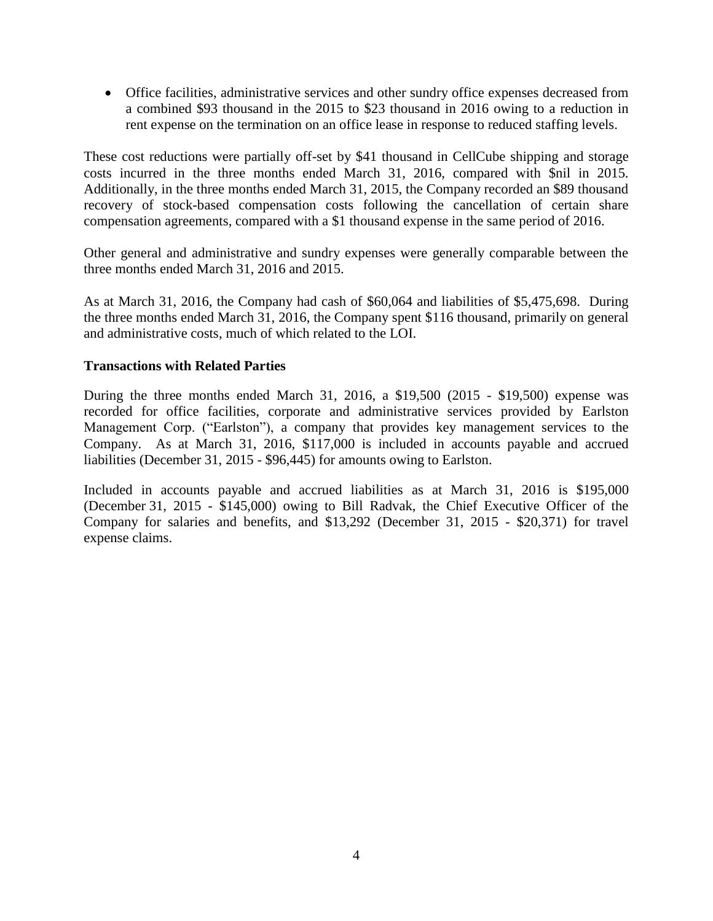- Office facilities, administrative services and other sundry office expenses decreased from a combined $93 thousand in the 2015 to $23 thousand in 2016 owing to a reduction in rent expense on the termination on an office lease in response to reduced staffing levels.

These cost reductions were partially off-set by $41 thousand in CellCube shipping and storage costs incurred in the three months ended March 31, 2016, compared with $nil in 2015. Additionally, in the three months ended March 31, 2015, the Company recorded an $89 thousand recovery of stock-based compensation costs following the cancellation of certain share compensation agreements, compared with a $1 thousand expense in the same period of 2016.

Other general and administrative and sundry expenses were generally comparable between the three months ended March 31, 2016 and 2015.

As at March 31, 2016, the Company had cash of $60,064 and liabilities of $5,475,698. During the three months ended March 31, 2016, the Company spent $116 thousand, primarily on general and administrative costs, much of which related to the LOI.

**Transactions with Related Parties**

During the three months ended March 31, 2016, a $19,500 (2015 - $19,500) expense was recorded for office facilities, corporate and administrative services provided by Earlston Management Corp. ("Earlston"), a company that provides key management services to the Company. As at March 31, 2016, $117,000 is included in accounts payable and accrued liabilities (December 31, 2015 - $96,445) for amounts owing to Earlston.

Included in accounts payable and accrued liabilities as at March 31, 2016 is $195,000 (December 31, 2015 - $145,000) owing to Bill Radvak, the Chief Executive Officer of the Company for salaries and benefits, and $13,292 (December 31, 2015 - $20,371) for travel expense claims.